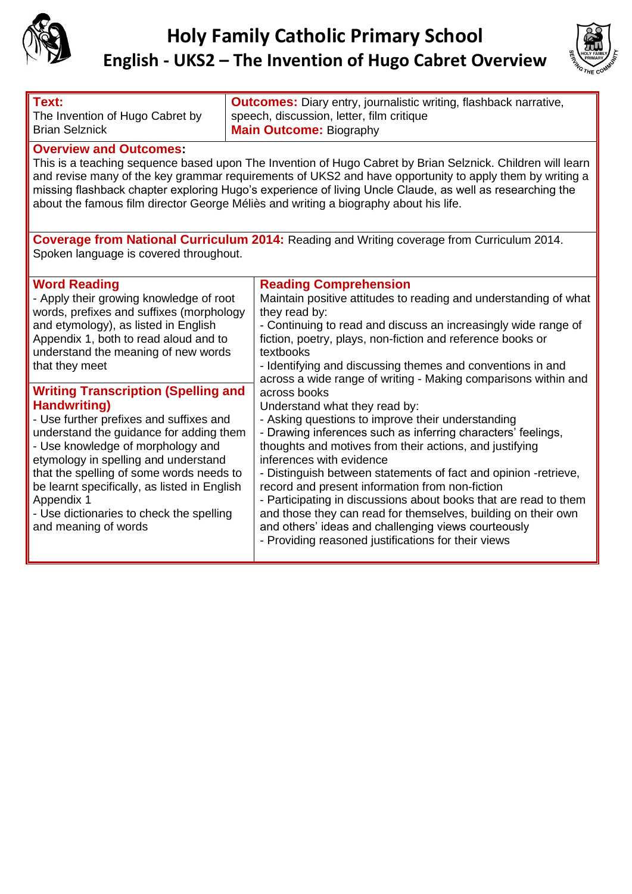# Holy Family Catholic Primary School

## English - UKS2 – The Invention of Hugo Cabret Overview

| **Text:** The Invention of Hugo Cabret by Brian Selznick | **Outcomes:** Diary entry, journalistic writing, flashback narrative, speech, discussion, letter, film critique<br>**Main Outcome:** Biography |
|---|---|

**Overview and Outcomes:**

This is a teaching sequence based upon The Invention of Hugo Cabret by Brian Selznick. Children will learn and revise many of the key grammar requirements of UKS2 and have opportunity to apply them by writing a missing flashback chapter exploring Hugo's experience of living Uncle Claude, as well as researching the about the famous film director George Méliès and writing a biography about his life.

**Coverage from National Curriculum 2014:** Reading and Writing coverage from Curriculum 2014. Spoken language is covered throughout.

| **Word Reading** | **Reading Comprehension** |
|---|---|
| - Apply their growing knowledge of root words, prefixes and suffixes (morphology and etymology), as listed in English Appendix 1, both to read aloud and to understand the meaning of new words that they meet<br><br>**Writing Transcription (Spelling and Handwriting)**<br>- Use further prefixes and suffixes and understand the guidance for adding them<br>- Use knowledge of morphology and etymology in spelling and understand that the spelling of some words needs to be learnt specifically, as listed in English Appendix 1<br>- Use dictionaries to check the spelling and meaning of words | Maintain positive attitudes to reading and understanding of what they read by:<br>- Continuing to read and discuss an increasingly wide range of fiction, poetry, plays, non-fiction and reference books or textbooks<br>- Identifying and discussing themes and conventions in and across a wide range of writing - Making comparisons within and across books<br>Understand what they read by:<br>- Asking questions to improve their understanding<br>- Drawing inferences such as inferring characters' feelings, thoughts and motives from their actions, and justifying inferences with evidence<br>- Distinguish between statements of fact and opinion -retrieve, record and present information from non-fiction<br>- Participating in discussions about books that are read to them and those they can read for themselves, building on their own and others' ideas and challenging views courteously<br>- Providing reasoned justifications for their views |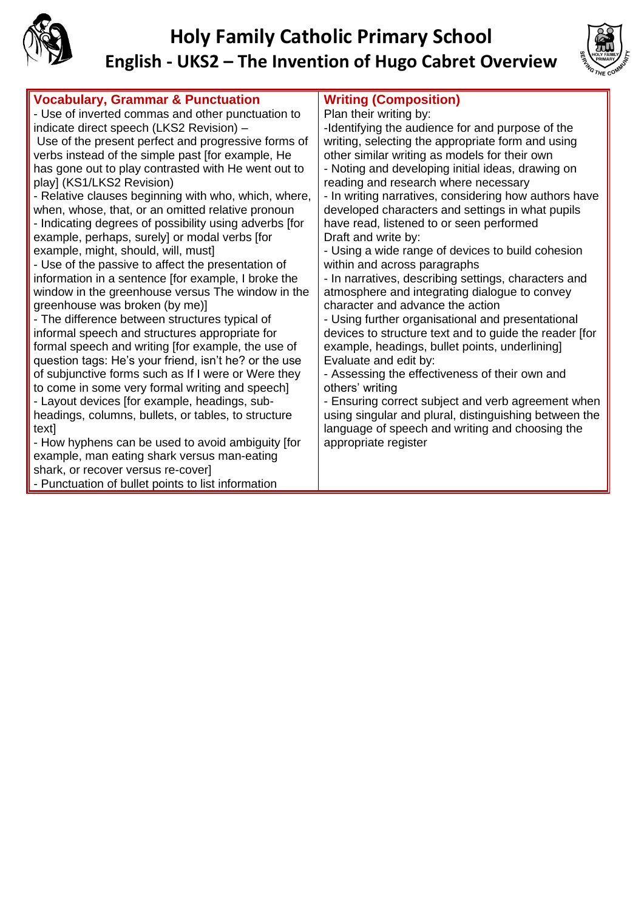# Holy Family Catholic Primary School
## English - UKS2 – The Invention of Hugo Cabret Overview

| Vocabulary, Grammar & Punctuation | Writing (Composition) |
|---|---|
| - Use of inverted commas and other punctuation to indicate direct speech (LKS2 Revision) – Use of the present perfect and progressive forms of verbs instead of the simple past [for example, He has gone out to play contrasted with He went out to play] (KS1/LKS2 Revision)<br>- Relative clauses beginning with who, which, where, when, whose, that, or an omitted relative pronoun<br>- Indicating degrees of possibility using adverbs [for example, perhaps, surely] or modal verbs [for example, might, should, will, must]<br>- Use of the passive to affect the presentation of information in a sentence [for example, I broke the window in the greenhouse versus The window in the greenhouse was broken (by me)]<br>- The difference between structures typical of informal speech and structures appropriate for formal speech and writing [for example, the use of question tags: He's your friend, isn't he? or the use of subjunctive forms such as If I were or Were they to come in some very formal writing and speech]<br>- Layout devices [for example, headings, sub-headings, columns, bullets, or tables, to structure text]<br>- How hyphens can be used to avoid ambiguity [for example, man eating shark versus man-eating shark, or recover versus re-cover]<br>- Punctuation of bullet points to list information | Plan their writing by:<br>-Identifying the audience for and purpose of the writing, selecting the appropriate form and using other similar writing as models for their own<br>- Noting and developing initial ideas, drawing on reading and research where necessary<br>- In writing narratives, considering how authors have developed characters and settings in what pupils have read, listened to or seen performed<br>Draft and write by:<br>- Using a wide range of devices to build cohesion within and across paragraphs<br>- In narratives, describing settings, characters and atmosphere and integrating dialogue to convey character and advance the action<br>- Using further organisational and presentational devices to structure text and to guide the reader [for example, headings, bullet points, underlining]<br>Evaluate and edit by:<br>- Assessing the effectiveness of their own and others' writing<br>- Ensuring correct subject and verb agreement when using singular and plural, distinguishing between the language of speech and writing and choosing the appropriate register |